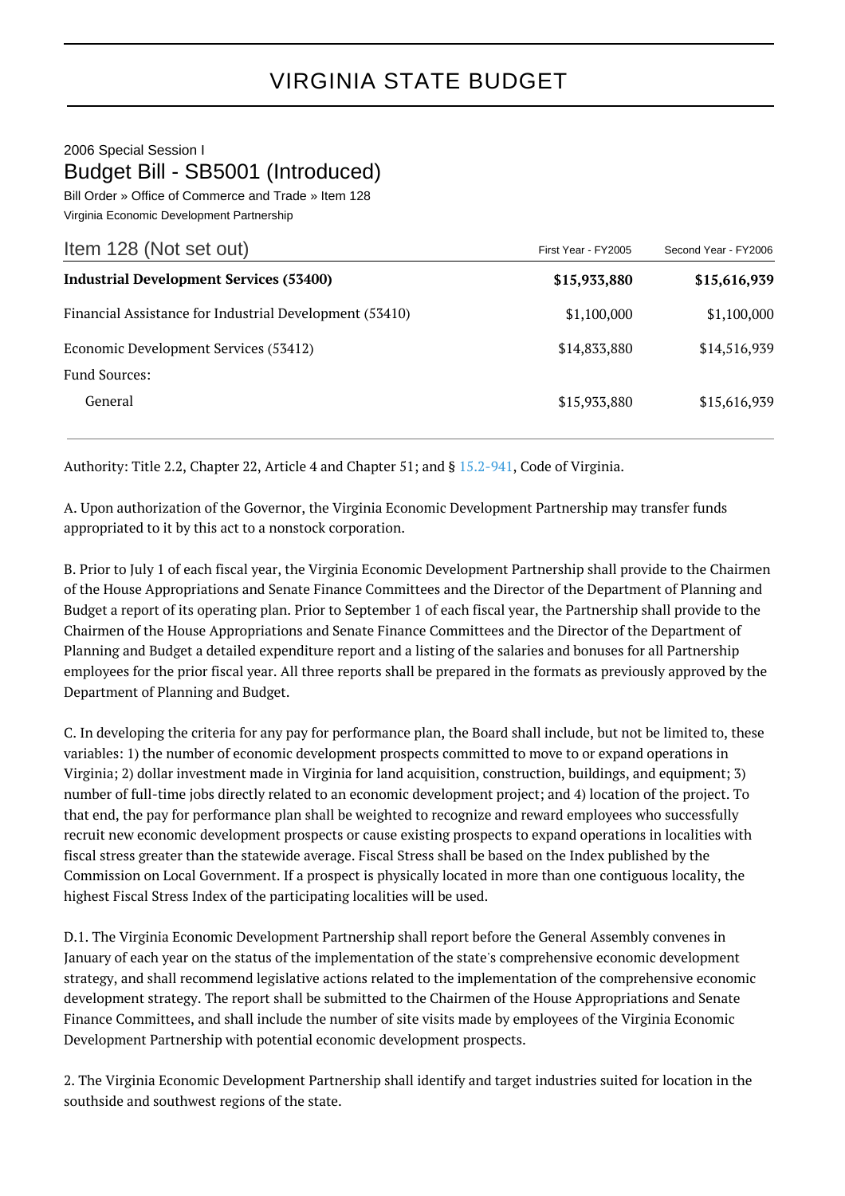# VIRGINIA STATE BUDGET

2006 Special Session I

## Budget Bill - SB5001 (Introduced)

Bill Order » Office of Commerce and Trade » Item 128

Virginia Economic Development Partnership

| Item 128 (Not set out) | First Year - FY2005 | Second Year - FY2006 |
|---|---|---|
| **Industrial Development Services (53400)** | **$15,933,880** | **$15,616,939** |
| Financial Assistance for Industrial Development (53410) | $1,100,000 | $1,100,000 |
| Economic Development Services (53412) | $14,833,880 | $14,516,939 |
| Fund Sources: | | |
| General | $15,933,880 | $15,616,939 |

Authority: Title 2.2, Chapter 22, Article 4 and Chapter 51; and § 15.2-941, Code of Virginia.

A. Upon authorization of the Governor, the Virginia Economic Development Partnership may transfer funds appropriated to it by this act to a nonstock corporation.

B. Prior to July 1 of each fiscal year, the Virginia Economic Development Partnership shall provide to the Chairmen of the House Appropriations and Senate Finance Committees and the Director of the Department of Planning and Budget a report of its operating plan. Prior to September 1 of each fiscal year, the Partnership shall provide to the Chairmen of the House Appropriations and Senate Finance Committees and the Director of the Department of Planning and Budget a detailed expenditure report and a listing of the salaries and bonuses for all Partnership employees for the prior fiscal year. All three reports shall be prepared in the formats as previously approved by the Department of Planning and Budget.

C. In developing the criteria for any pay for performance plan, the Board shall include, but not be limited to, these variables: 1) the number of economic development prospects committed to move to or expand operations in Virginia; 2) dollar investment made in Virginia for land acquisition, construction, buildings, and equipment; 3) number of full-time jobs directly related to an economic development project; and 4) location of the project. To that end, the pay for performance plan shall be weighted to recognize and reward employees who successfully recruit new economic development prospects or cause existing prospects to expand operations in localities with fiscal stress greater than the statewide average. Fiscal Stress shall be based on the Index published by the Commission on Local Government. If a prospect is physically located in more than one contiguous locality, the highest Fiscal Stress Index of the participating localities will be used.

D.1. The Virginia Economic Development Partnership shall report before the General Assembly convenes in January of each year on the status of the implementation of the state's comprehensive economic development strategy, and shall recommend legislative actions related to the implementation of the comprehensive economic development strategy. The report shall be submitted to the Chairmen of the House Appropriations and Senate Finance Committees, and shall include the number of site visits made by employees of the Virginia Economic Development Partnership with potential economic development prospects.

2. The Virginia Economic Development Partnership shall identify and target industries suited for location in the southside and southwest regions of the state.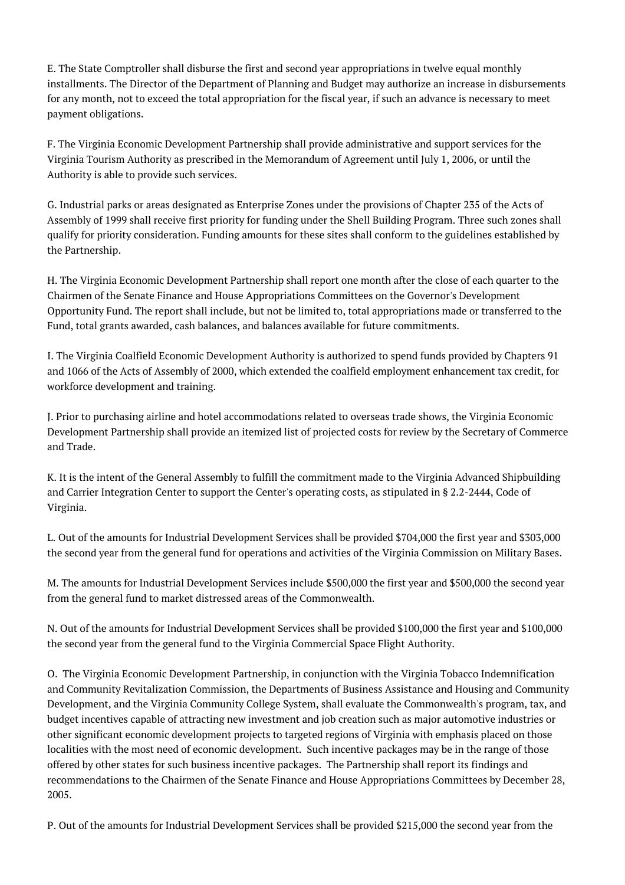E. The State Comptroller shall disburse the first and second year appropriations in twelve equal monthly installments. The Director of the Department of Planning and Budget may authorize an increase in disbursements for any month, not to exceed the total appropriation for the fiscal year, if such an advance is necessary to meet payment obligations.

F. The Virginia Economic Development Partnership shall provide administrative and support services for the Virginia Tourism Authority as prescribed in the Memorandum of Agreement until July 1, 2006, or until the Authority is able to provide such services.

G. Industrial parks or areas designated as Enterprise Zones under the provisions of Chapter 235 of the Acts of Assembly of 1999 shall receive first priority for funding under the Shell Building Program. Three such zones shall qualify for priority consideration. Funding amounts for these sites shall conform to the guidelines established by the Partnership.

H. The Virginia Economic Development Partnership shall report one month after the close of each quarter to the Chairmen of the Senate Finance and House Appropriations Committees on the Governor's Development Opportunity Fund. The report shall include, but not be limited to, total appropriations made or transferred to the Fund, total grants awarded, cash balances, and balances available for future commitments.

I. The Virginia Coalfield Economic Development Authority is authorized to spend funds provided by Chapters 91 and 1066 of the Acts of Assembly of 2000, which extended the coalfield employment enhancement tax credit, for workforce development and training.

J. Prior to purchasing airline and hotel accommodations related to overseas trade shows, the Virginia Economic Development Partnership shall provide an itemized list of projected costs for review by the Secretary of Commerce and Trade.

K. It is the intent of the General Assembly to fulfill the commitment made to the Virginia Advanced Shipbuilding and Carrier Integration Center to support the Center's operating costs, as stipulated in § 2.2-2444, Code of Virginia.

L. Out of the amounts for Industrial Development Services shall be provided $704,000 the first year and $303,000 the second year from the general fund for operations and activities of the Virginia Commission on Military Bases.

M. The amounts for Industrial Development Services include $500,000 the first year and $500,000 the second year from the general fund to market distressed areas of the Commonwealth.

N. Out of the amounts for Industrial Development Services shall be provided $100,000 the first year and $100,000 the second year from the general fund to the Virginia Commercial Space Flight Authority.

O. The Virginia Economic Development Partnership, in conjunction with the Virginia Tobacco Indemnification and Community Revitalization Commission, the Departments of Business Assistance and Housing and Community Development, and the Virginia Community College System, shall evaluate the Commonwealth's program, tax, and budget incentives capable of attracting new investment and job creation such as major automotive industries or other significant economic development projects to targeted regions of Virginia with emphasis placed on those localities with the most need of economic development. Such incentive packages may be in the range of those offered by other states for such business incentive packages. The Partnership shall report its findings and recommendations to the Chairmen of the Senate Finance and House Appropriations Committees by December 28, 2005.

P. Out of the amounts for Industrial Development Services shall be provided $215,000 the second year from the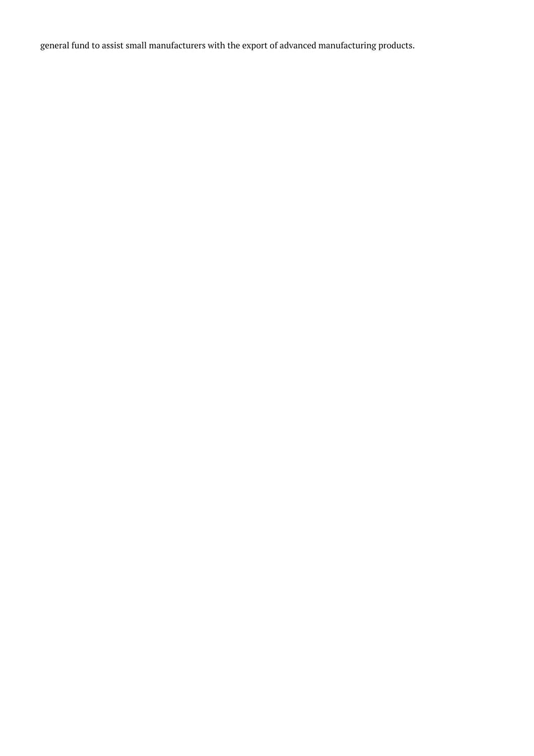general fund to assist small manufacturers with the export of advanced manufacturing products.